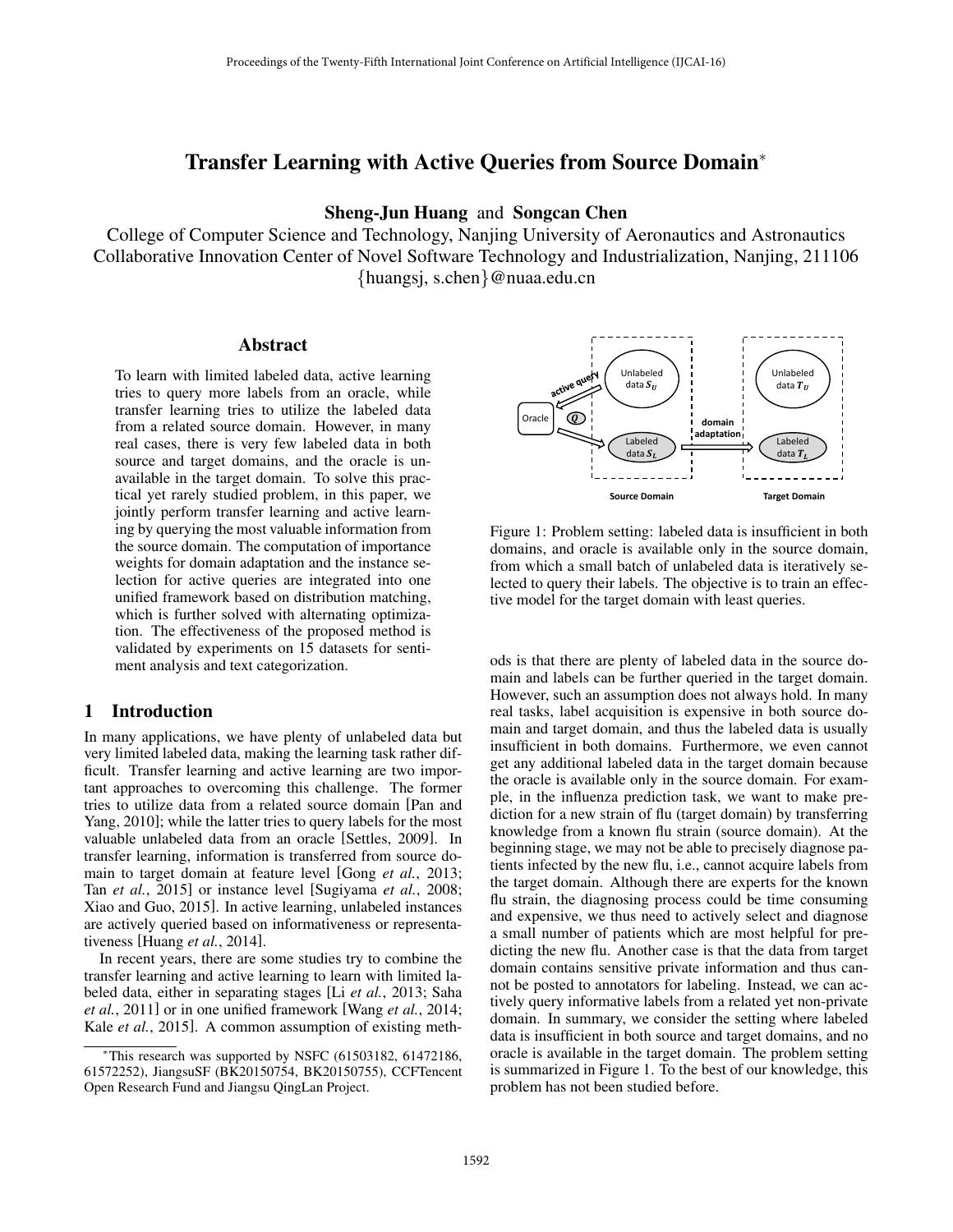# Transfer Learning with Active Queries from Source Domain*

**Sheng-Jun Huang** and **Songcan Chen**

College of Computer Science and Technology, Nanjing University of Aeronautics and Astronautics
Collaborative Innovation Center of Novel Software Technology and Industrialization, Nanjing, 211106
{huangsj, s.chen}@nuaa.edu.cn

## Abstract

To learn with limited labeled data, active learning tries to query more labels from an oracle, while transfer learning tries to utilize the labeled data from a related source domain. However, in many real cases, there is very few labeled data in both source and target domains, and the oracle is unavailable in the target domain. To solve this practical yet rarely studied problem, in this paper, we jointly perform transfer learning and active learning by querying the most valuable information from the source domain. The computation of importance weights for domain adaptation and the instance selection for active queries are integrated into one unified framework based on distribution matching, which is further solved with alternating optimization. The effectiveness of the proposed method is validated by experiments on 15 datasets for sentiment analysis and text categorization.

## 1 Introduction

In many applications, we have plenty of unlabeled data but very limited labeled data, making the learning task rather difficult. Transfer learning and active learning are two important approaches to overcoming this challenge. The former tries to utilize data from a related source domain [Pan and Yang, 2010]; while the latter tries to query labels for the most valuable unlabeled data from an oracle [Settles, 2009]. In transfer learning, information is transferred from source domain to target domain at feature level [Gong *et al.*, 2013; Tan *et al.*, 2015] or instance level [Sugiyama *et al.*, 2008; Xiao and Guo, 2015]. In active learning, unlabeled instances are actively queried based on informativeness or representativeness [Huang *et al.*, 2014].

In recent years, there are some studies try to combine the transfer learning and active learning to learn with limited labeled data, either in separating stages [Li *et al.*, 2013; Saha *et al.*, 2011] or in one unified framework [Wang *et al.*, 2014; Kale *et al.*, 2015]. A common assumption of existing methods is that there are plenty of labeled data in the source domain and labels can be further queried in the target domain. However, such an assumption does not always hold. In many real tasks, label acquisition is expensive in both source domain and target domain, and thus the labeled data is usually insufficient in both domains. Furthermore, we even cannot get any additional labeled data in the target domain because the oracle is available only in the source domain. For example, in the influenza prediction task, we want to make prediction for a new strain of flu (target domain) by transferring knowledge from a known flu strain (source domain). At the beginning stage, we may not be able to precisely diagnose patients infected by the new flu, i.e., cannot acquire labels from the target domain. Although there are experts for the known flu strain, the diagnosing process could be time consuming and expensive, we thus need to actively select and diagnose a small number of patients which are most helpful for predicting the new flu. Another case is that the data from target domain contains sensitive private information and thus cannot be posted to annotators for labeling. Instead, we can actively query informative labels from a related yet non-private domain. In summary, we consider the setting where labeled data is insufficient in both source and target domains, and no oracle is available in the target domain. The problem setting is summarized in Figure 1. To the best of our knowledge, this problem has not been studied before.

Figure 1: Problem setting: labeled data is insufficient in both domains, and oracle is available only in the source domain, from which a small batch of unlabeled data is iteratively selected to query their labels. The objective is to train an effective model for the target domain with least queries.

*This research was supported by NSFC (61503182, 61472186, 61572252), JiangsuSF (BK20150754, BK20150755), CCFTencent Open Research Fund and Jiangsu QingLan Project.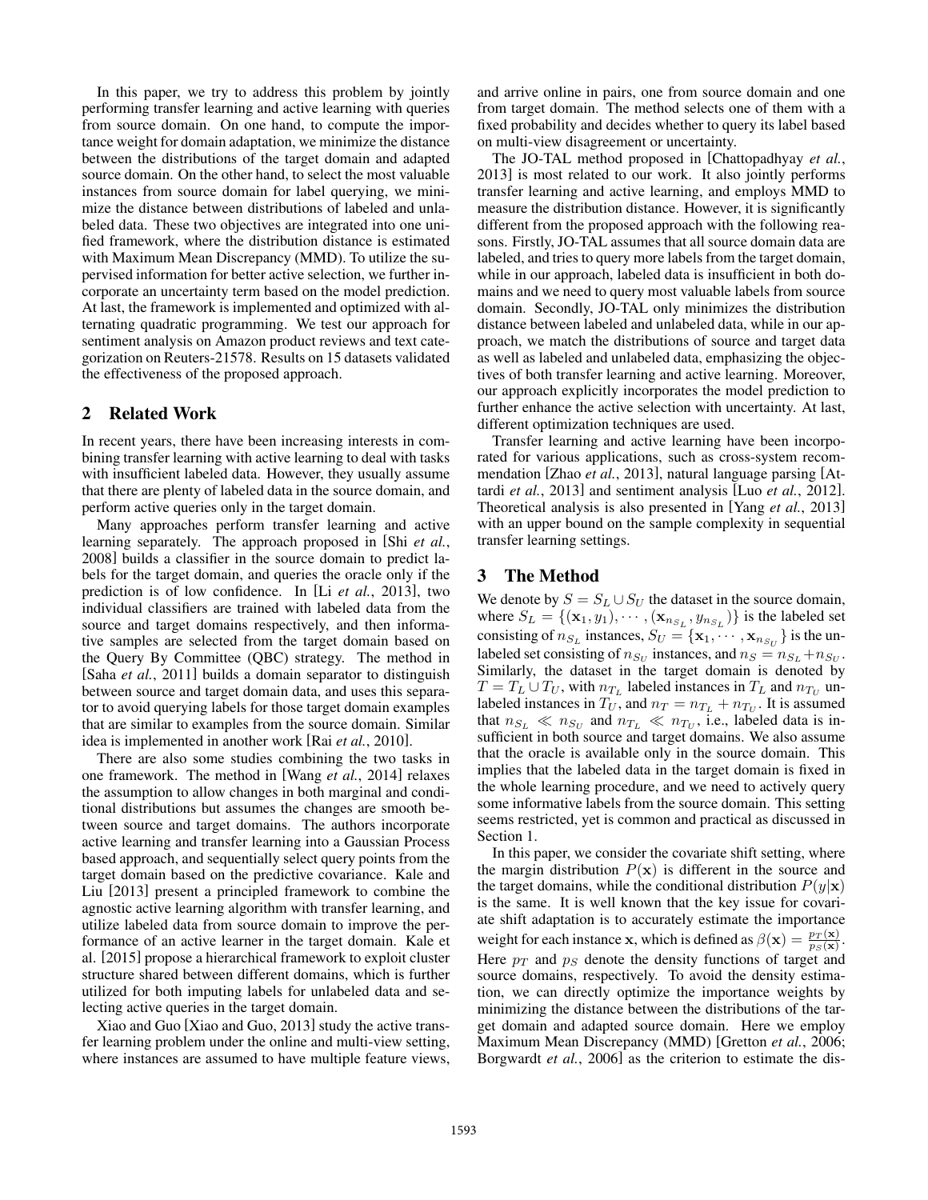In this paper, we try to address this problem by jointly performing transfer learning and active learning with queries from source domain. On one hand, to compute the importance weight for domain adaptation, we minimize the distance between the distributions of the target domain and adapted source domain. On the other hand, to select the most valuable instances from source domain for label querying, we minimize the distance between distributions of labeled and unlabeled data. These two objectives are integrated into one unified framework, where the distribution distance is estimated with Maximum Mean Discrepancy (MMD). To utilize the supervised information for better active selection, we further incorporate an uncertainty term based on the model prediction. At last, the framework is implemented and optimized with alternating quadratic programming. We test our approach for sentiment analysis on Amazon product reviews and text categorization on Reuters-21578. Results on 15 datasets validated the effectiveness of the proposed approach.

## 2 Related Work

In recent years, there have been increasing interests in combining transfer learning with active learning to deal with tasks with insufficient labeled data. However, they usually assume that there are plenty of labeled data in the source domain, and perform active queries only in the target domain.

Many approaches perform transfer learning and active learning separately. The approach proposed in [Shi *et al.*, 2008] builds a classifier in the source domain to predict labels for the target domain, and queries the oracle only if the prediction is of low confidence. In [Li *et al.*, 2013], two individual classifiers are trained with labeled data from the source and target domains respectively, and then informative samples are selected from the target domain based on the Query By Committee (QBC) strategy. The method in [Saha *et al.*, 2011] builds a domain separator to distinguish between source and target domain data, and uses this separator to avoid querying labels for those target domain examples that are similar to examples from the source domain. Similar idea is implemented in another work [Rai *et al.*, 2010].

There are also some studies combining the two tasks in one framework. The method in [Wang *et al.*, 2014] relaxes the assumption to allow changes in both marginal and conditional distributions but assumes the changes are smooth between source and target domains. The authors incorporate active learning and transfer learning into a Gaussian Process based approach, and sequentially select query points from the target domain based on the predictive covariance. Kale and Liu [2013] present a principled framework to combine the agnostic active learning algorithm with transfer learning, and utilize labeled data from source domain to improve the performance of an active learner in the target domain. Kale et al. [2015] propose a hierarchical framework to exploit cluster structure shared between different domains, which is further utilized for both imputing labels for unlabeled data and selecting active queries in the target domain.

Xiao and Guo [Xiao and Guo, 2013] study the active transfer learning problem under the online and multi-view setting, where instances are assumed to have multiple feature views, and arrive online in pairs, one from source domain and one from target domain. The method selects one of them with a fixed probability and decides whether to query its label based on multi-view disagreement or uncertainty.

The JO-TAL method proposed in [Chattopadhyay *et al.*, 2013] is most related to our work. It also jointly performs transfer learning and active learning, and employs MMD to measure the distribution distance. However, it is significantly different from the proposed approach with the following reasons. Firstly, JO-TAL assumes that all source domain data are labeled, and tries to query more labels from the target domain, while in our approach, labeled data is insufficient in both domains and we need to query most valuable labels from source domain. Secondly, JO-TAL only minimizes the distribution distance between labeled and unlabeled data, while in our approach, we match the distributions of source and target data as well as labeled and unlabeled data, emphasizing the objectives of both transfer learning and active learning. Moreover, our approach explicitly incorporates the model prediction to further enhance the active selection with uncertainty. At last, different optimization techniques are used.

Transfer learning and active learning have been incorporated for various applications, such as cross-system recommendation [Zhao *et al.*, 2013], natural language parsing [Attardi *et al.*, 2013] and sentiment analysis [Luo *et al.*, 2012]. Theoretical analysis is also presented in [Yang *et al.*, 2013] with an upper bound on the sample complexity in sequential transfer learning settings.

## 3 The Method

We denote by $S = S_L \cup S_U$ the dataset in the source domain, where $S_L = \{(\mathbf{x}_1, y_1), \cdots, (\mathbf{x}_{n_{S_L}}, y_{n_{S_L}})\}$ is the labeled set consisting of $n_{S_L}$ instances, $S_U = \{\mathbf{x}_1, \cdots, \mathbf{x}_{n_{S_U}}\}$ is the unlabeled set consisting of $n_{S_U}$ instances, and $n_S = n_{S_L} + n_{S_U}$. Similarly, the dataset in the target domain is denoted by $T = T_L \cup T_U$, with $n_{T_L}$ labeled instances in $T_L$ and $n_{T_U}$ unlabeled instances in $T_U$, and $n_T = n_{T_L} + n_{T_U}$. It is assumed that $n_{S_L} \ll n_{S_U}$ and $n_{T_L} \ll n_{T_U}$, i.e., labeled data is insufficient in both source and target domains. We also assume that the oracle is available only in the source domain. This implies that the labeled data in the target domain is fixed in the whole learning procedure, and we need to actively query some informative labels from the source domain. This setting seems restricted, yet is common and practical as discussed in Section 1.

In this paper, we consider the covariate shift setting, where the margin distribution $P(\mathbf{x})$ is different in the source and the target domains, while the conditional distribution $P(y|\mathbf{x})$ is the same. It is well known that the key issue for covariate shift adaptation is to accurately estimate the importance weight for each instance $\mathbf{x}$, which is defined as $\beta(\mathbf{x}) = \frac{p_T(\mathbf{x})}{p_S(\mathbf{x})}$. Here $p_T$ and $p_S$ denote the density functions of target and source domains, respectively. To avoid the density estimation, we can directly optimize the importance weights by minimizing the distance between the distributions of the target domain and adapted source domain. Here we employ Maximum Mean Discrepancy (MMD) [Gretton *et al.*, 2006; Borgwardt *et al.*, 2006] as the criterion to estimate the dis-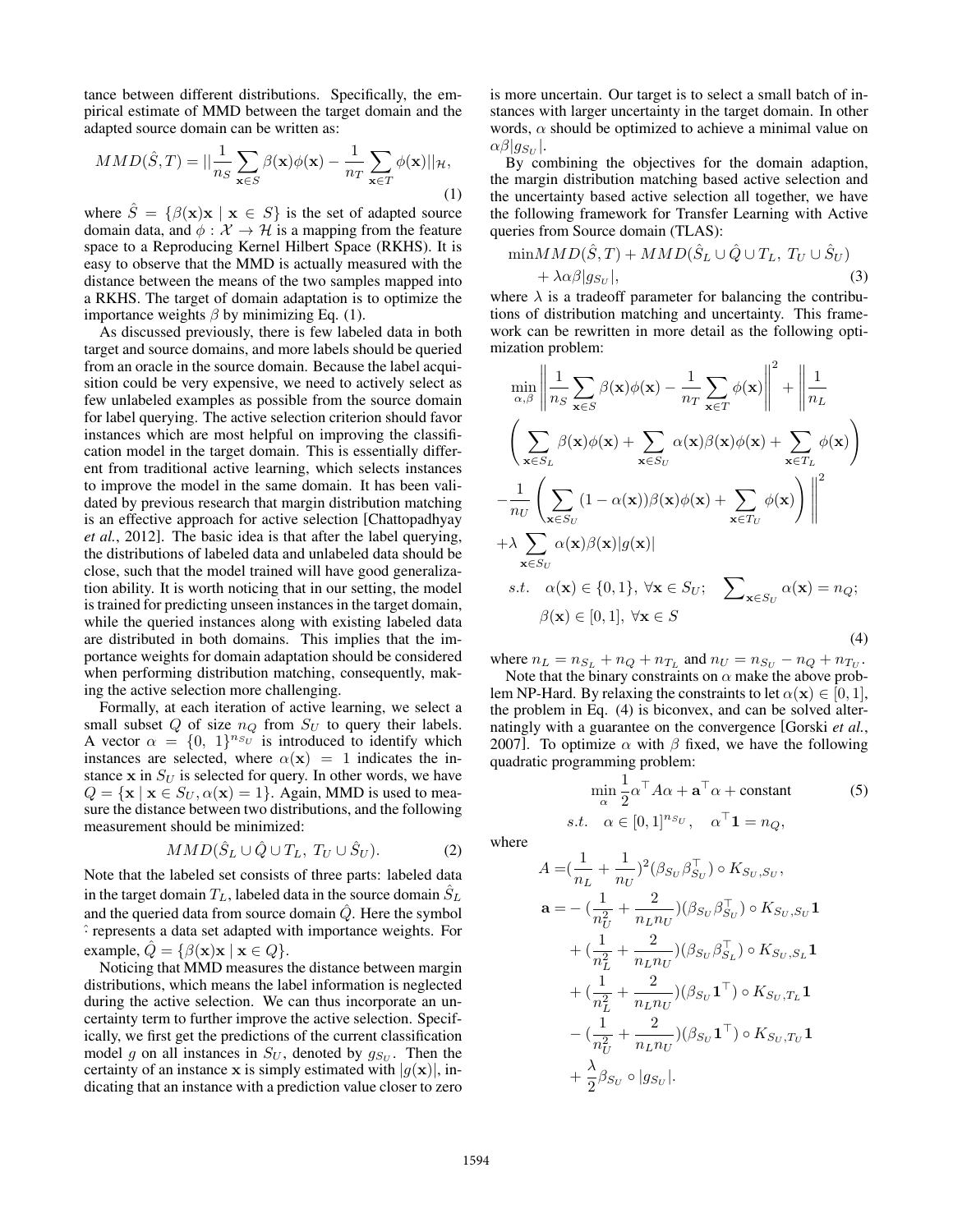tance between different distributions. Specifically, the empirical estimate of MMD between the target domain and the adapted source domain can be written as:

$$MMD(\hat{S}, T) = ||\frac{1}{n_S}\sum_{\mathbf{x}\in S}\beta(\mathbf{x})\phi(\mathbf{x}) - \frac{1}{n_T}\sum_{\mathbf{x}\in T}\phi(\mathbf{x})||_{\mathcal{H}}, \tag{1}$$

where $\hat{S} = \{\beta(\mathbf{x})\mathbf{x} \mid \mathbf{x} \in S\}$ is the set of adapted source domain data, and $\phi : \mathcal{X} \to \mathcal{H}$ is a mapping from the feature space to a Reproducing Kernel Hilbert Space (RKHS). It is easy to observe that the MMD is actually measured with the distance between the means of the two samples mapped into a RKHS. The target of domain adaptation is to optimize the importance weights $\beta$ by minimizing Eq. (1).

As discussed previously, there is few labeled data in both target and source domains, and more labels should be queried from an oracle in the source domain. Because the label acquisition could be very expensive, we need to actively select as few unlabeled examples as possible from the source domain for label querying. The active selection criterion should favor instances which are most helpful on improving the classification model in the target domain. This is essentially different from traditional active learning, which selects instances to improve the model in the same domain. It has been validated by previous research that margin distribution matching is an effective approach for active selection [Chattopadhyay *et al.*, 2012]. The basic idea is that after the label querying, the distributions of labeled data and unlabeled data should be close, such that the model trained will have good generalization ability. It is worth noticing that in our setting, the model is trained for predicting unseen instances in the target domain, while the queried instances along with existing labeled data are distributed in both domains. This implies that the importance weights for domain adaptation should be considered when performing distribution matching, consequently, making the active selection more challenging.

Formally, at each iteration of active learning, we select a small subset $Q$ of size $n_Q$ from $S_U$ to query their labels. A vector $\alpha = \{0, 1\}^{n_{S_U}}$ is introduced to identify which instances are selected, where $\alpha(\mathbf{x}) = 1$ indicates the instance $\mathbf{x}$ in $S_U$ is selected for query. In other words, we have $Q = \{\mathbf{x} \mid \mathbf{x} \in S_U, \alpha(\mathbf{x}) = 1\}$. Again, MMD is used to measure the distance between two distributions, and the following measurement should be minimized:

$$MMD(\hat{S}_L \cup \hat{Q} \cup T_L,\ T_U \cup \hat{S}_U). \tag{2}$$

Note that the labeled set consists of three parts: labeled data in the target domain $T_L$, labeled data in the source domain $\hat{S}_L$ and the queried data from source domain $\hat{Q}$. Here the symbol $\hat{\cdot}$ represents a data set adapted with importance weights. For example, $\hat{Q} = \{\beta(\mathbf{x})\mathbf{x} \mid \mathbf{x} \in Q\}$.

Noticing that MMD measures the distance between margin distributions, which means the label information is neglected during the active selection. We can thus incorporate an uncertainty term to further improve the active selection. Specifically, we first get the predictions of the current classification model $g$ on all instances in $S_U$, denoted by $g_{S_U}$. Then the certainty of an instance $\mathbf{x}$ is simply estimated with $|g(\mathbf{x})|$, indicating that an instance with a prediction value closer to zero is more uncertain. Our target is to select a small batch of instances with larger uncertainty in the target domain. In other words, $\alpha$ should be optimized to achieve a minimal value on $\alpha\beta|g_{S_U}|$.

By combining the objectives for the domain adaption, the margin distribution matching based active selection and the uncertainty based active selection all together, we have the following framework for Transfer Learning with Active queries from Source domain (TLAS):

$$\min MMD(\hat{S}, T) + MMD(\hat{S}_L \cup \hat{Q} \cup T_L,\ T_U \cup \hat{S}_U) + \lambda\alpha\beta|g_{S_U}|, \tag{3}$$

where $\lambda$ is a tradeoff parameter for balancing the contributions of distribution matching and uncertainty. This framework can be rewritten in more detail as the following optimization problem:

$$\begin{aligned}
\min_{\alpha,\beta} & \left\| \frac{1}{n_S}\sum_{\mathbf{x}\in S}\beta(\mathbf{x})\phi(\mathbf{x}) - \frac{1}{n_T}\sum_{\mathbf{x}\in T}\phi(\mathbf{x}) \right\|^2 + \left\| \frac{1}{n_L} \right. \\
& \left( \sum_{\mathbf{x}\in S_L}\beta(\mathbf{x})\phi(\mathbf{x}) + \sum_{\mathbf{x}\in S_U}\alpha(\mathbf{x})\beta(\mathbf{x})\phi(\mathbf{x}) + \sum_{\mathbf{x}\in T_L}\phi(\mathbf{x}) \right) \\
& \left. -\frac{1}{n_U}\left( \sum_{\mathbf{x}\in S_U}(1-\alpha(\mathbf{x}))\beta(\mathbf{x})\phi(\mathbf{x}) + \sum_{\mathbf{x}\in T_U}\phi(\mathbf{x}) \right) \right\|^2 \\
& +\lambda\sum_{\mathbf{x}\in S_U}\alpha(\mathbf{x})\beta(\mathbf{x})|g(\mathbf{x})| \\
& s.t. \quad \alpha(\mathbf{x}) \in \{0, 1\},\ \forall\mathbf{x} \in S_U; \quad \sum\nolimits_{\mathbf{x}\in S_U}\alpha(\mathbf{x}) = n_Q; \\
& \qquad \beta(\mathbf{x}) \in [0, 1],\ \forall\mathbf{x} \in S
\end{aligned} \tag{4}$$

where $n_L = n_{S_L} + n_Q + n_{T_L}$ and $n_U = n_{S_U} - n_Q + n_{T_U}$.

Note that the binary constraints on $\alpha$ make the above problem NP-Hard. By relaxing the constraints to let $\alpha(\mathbf{x}) \in [0, 1]$, the problem in Eq. (4) is biconvex, and can be solved alternatingly with a guarantee on the convergence [Gorski *et al.*, 2007]. To optimize $\alpha$ with $\beta$ fixed, we have the following quadratic programming problem:

$$\begin{aligned}
\min_{\alpha} & \ \frac{1}{2}\alpha^\top A\alpha + \mathbf{a}^\top\alpha + \text{constant} \\
s.t. & \quad \alpha \in [0, 1]^{n_{S_U}}, \quad \alpha^\top\mathbf{1} = n_Q,
\end{aligned} \tag{5}$$

where

$$\begin{aligned}
A =& (\frac{1}{n_L} + \frac{1}{n_U})^2(\beta_{S_U}\beta_{S_U}^\top) \circ K_{S_U,S_U}, \\
\mathbf{a} =& -(\frac{1}{n_U^2} + \frac{2}{n_L n_U})(\beta_{S_U}\beta_{S_U}^\top) \circ K_{S_U,S_U}\mathbf{1} \\
& + (\frac{1}{n_L^2} + \frac{2}{n_L n_U})(\beta_{S_U}\beta_{S_L}^\top) \circ K_{S_U,S_L}\mathbf{1} \\
& + (\frac{1}{n_L^2} + \frac{2}{n_L n_U})(\beta_{S_U}\mathbf{1}^\top) \circ K_{S_U,T_L}\mathbf{1} \\
& - (\frac{1}{n_U^2} + \frac{2}{n_L n_U})(\beta_{S_U}\mathbf{1}^\top) \circ K_{S_U,T_U}\mathbf{1} \\
& + \frac{\lambda}{2}\beta_{S_U} \circ |g_{S_U}|.
\end{aligned}$$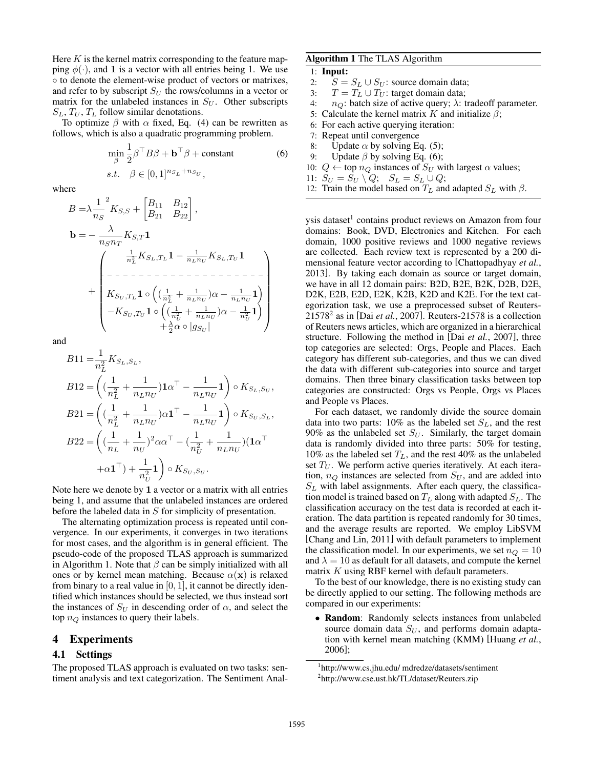Here $K$ is the kernel matrix corresponding to the feature mapping $\phi(\cdot)$, and $\mathbf{1}$ is a vector with all entries being 1. We use $\circ$ to denote the element-wise product of vectors or matrixes, and refer to by subscript $S_U$ the rows/columns in a vector or matrix for the unlabeled instances in $S_U$. Other subscripts $S_L$, $T_U$, $T_L$ follow similar denotations.

To optimize $\beta$ with $\alpha$ fixed, Eq. (4) can be rewritten as follows, which is also a quadratic programming problem.

$$\min_{\beta} \frac{1}{2}\beta^\top B\beta + \mathbf{b}^\top\beta + \text{constant} \tag{6}$$
$$s.t. \quad \beta \in [0,1]^{n_{S_L}+n_{S_U}},$$

where

$$B = \lambda \frac{1}{n_S}^2 K_{S,S} + \begin{bmatrix} B_{11} & B_{12} \\ B_{21} & B_{22} \end{bmatrix},$$

$$\mathbf{b} = -\frac{\lambda}{n_S n_T} K_{S,T}\mathbf{1} + \left( \begin{array}{c} \frac{1}{n_L^2} K_{S_L,T_L}\mathbf{1} - \frac{1}{n_L n_U} K_{S_L,T_U}\mathbf{1} \\ \hline K_{S_U,T_L}\mathbf{1} \circ \left( (\frac{1}{n_L^2} + \frac{1}{n_L n_U})\alpha - \frac{1}{n_L n_U}\mathbf{1} \right) \\ -K_{S_U,T_U}\mathbf{1} \circ \left( (\frac{1}{n_U^2} + \frac{1}{n_L n_U})\alpha - \frac{1}{n_U^2}\mathbf{1} \right) \\ +\frac{\lambda}{2}\alpha \circ |g_{S_U}| \end{array} \right)$$

and

$$B11 = \frac{1}{n_L^2} K_{S_L,S_L},$$
$$B12 = \left( (\frac{1}{n_L^2} + \frac{1}{n_L n_U})\mathbf{1}\alpha^\top - \frac{1}{n_L n_U}\mathbf{1} \right) \circ K_{S_L,S_U},$$
$$B21 = \left( (\frac{1}{n_L^2} + \frac{1}{n_L n_U})\alpha\mathbf{1}^\top - \frac{1}{n_L n_U}\mathbf{1} \right) \circ K_{S_U,S_L},$$
$$B22 = \left( (\frac{1}{n_L} + \frac{1}{n_U})^2 \alpha\alpha^\top - (\frac{1}{n_U^2} + \frac{1}{n_L n_U})(\mathbf{1}\alpha^\top + \alpha\mathbf{1}^\top) + \frac{1}{n_U^2}\mathbf{1} \right) \circ K_{S_U,S_U}.$$

Note here we denote by $\mathbf{1}$ a vector or a matrix with all entries being 1, and assume that the unlabeled instances are ordered before the labeled data in $S$ for simplicity of presentation.

The alternating optimization process is repeated until convergence. In our experiments, it converges in two iterations for most cases, and the algorithm is in general efficient. The pseudo-code of the proposed TLAS approach is summarized in Algorithm 1. Note that $\beta$ can be simply initialized with all ones or by kernel mean matching. Because $\alpha(\mathbf{x})$ is relaxed from binary to a real value in $[0, 1]$, it cannot be directly identified which instances should be selected, we thus instead sort the instances of $S_U$ in descending order of $\alpha$, and select the top $n_Q$ instances to query their labels.

**Algorithm 1** The TLAS Algorithm

```
1: Input:
2:    S = S_L ∪ S_U: source domain data;
3:    T = T_L ∪ T_U: target domain data;
4:    n_Q: batch size of active query; λ: tradeoff parameter.
5: Calculate the kernel matrix K and initialize β;
6: For each active querying iteration:
7: Repeat until convergence
8:    Update α by solving Eq. (5);
9:    Update β by solving Eq. (6);
10: Q ← top n_Q instances of S_U with largest α values;
11: S_U = S_U \ Q;   S_L = S_L ∪ Q;
12: Train the model based on T_L and adapted S_L with β.
```

## 4 Experiments

### 4.1 Settings

The proposed TLAS approach is evaluated on two tasks: sentiment analysis and text categorization. The Sentiment Analysis dataset[1] contains product reviews on Amazon from four domains: Book, DVD, Electronics and Kitchen. For each domain, 1000 positive reviews and 1000 negative reviews are collected. Each review text is represented by a 200 dimensional feature vector according to [Chattopadhyay *et al.*, 2013]. By taking each domain as source or target domain, we have in all 12 domain pairs: B2D, B2E, B2K, D2B, D2E, D2K, E2B, E2D, E2K, K2B, K2D and K2E. For the text categorization task, we use a preprocessed subset of Reuters-21578[2] as in [Dai *et al.*, 2007]. Reuters-21578 is a collection of Reuters news articles, which are organized in a hierarchical structure. Following the method in [Dai *et al.*, 2007], three top categories are selected: Orgs, People and Places. Each category has different sub-categories, and thus we can dived the data with different sub-categories into source and target domains. Then three binary classification tasks between top categories are constructed: Orgs vs People, Orgs vs Places and People vs Places.

For each dataset, we randomly divide the source domain data into two parts: 10% as the labeled set $S_L$, and the rest 90% as the unlabeled set $S_U$. Similarly, the target domain data is randomly divided into three parts: 50% for testing, 10% as the labeled set $T_L$, and the rest 40% as the unlabeled set $T_U$. We perform active queries iteratively. At each iteration, $n_Q$ instances are selected from $S_U$, and are added into $S_L$ with label assignments. After each query, the classification model is trained based on $T_L$ along with adapted $S_L$. The classification accuracy on the test data is recorded at each iteration. The data partition is repeated randomly for 30 times, and the average results are reported. We employ LibSVM [Chang and Lin, 2011] with default parameters to implement the classification model. In our experiments, we set $n_Q = 10$ and $\lambda = 10$ as default for all datasets, and compute the kernel matrix $K$ using RBF kernel with default parameters.

To the best of our knowledge, there is no existing study can be directly applied to our setting. The following methods are compared in our experiments:

- **Random**: Randomly selects instances from unlabeled source domain data $S_U$, and performs domain adaptation with kernel mean matching (KMM) [Huang *et al.*, 2006];

[1] http://www.cs.jhu.edu/ mdredze/datasets/sentiment

[2] http://www.cse.ust.hk/TL/dataset/Reuters.zip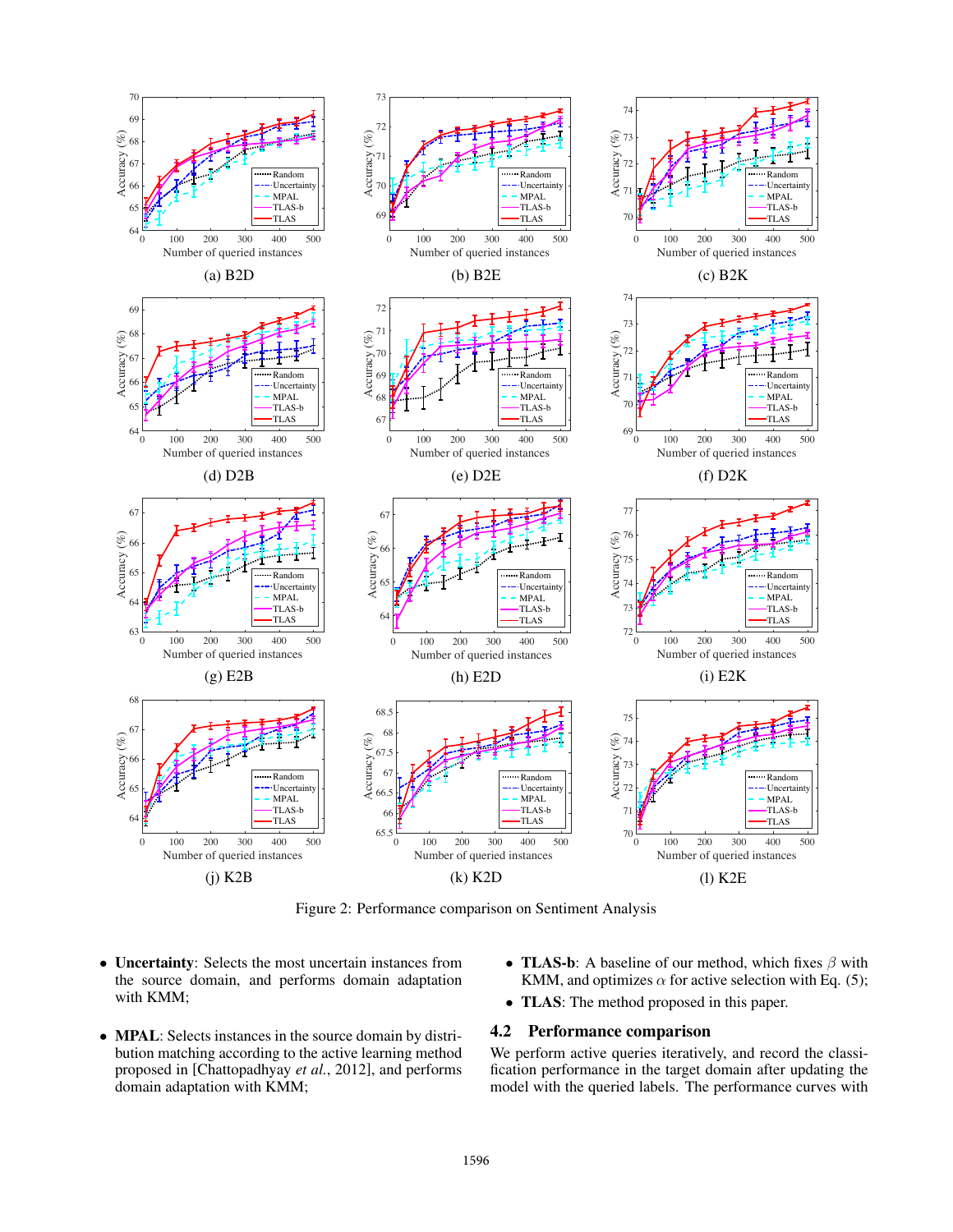(a) B2D

(b) B2E

(c) B2K

(d) D2B

(e) D2E

(f) D2K

(g) E2B

(h) E2D

(i) E2K

(j) K2B

(k) K2D

(l) K2E

Figure 2: Performance comparison on Sentiment Analysis

- **Uncertainty**: Selects the most uncertain instances from the source domain, and performs domain adaptation with KMM;
- **MPAL**: Selects instances in the source domain by distribution matching according to the active learning method proposed in [Chattopadhyay *et al.*, 2012], and performs domain adaptation with KMM;
- **TLAS-b**: A baseline of our method, which fixes $\beta$ with KMM, and optimizes $\alpha$ for active selection with Eq. (5);
- **TLAS**: The method proposed in this paper.

## 4.2 Performance comparison

We perform active queries iteratively, and record the classification performance in the target domain after updating the model with the queried labels. The performance curves with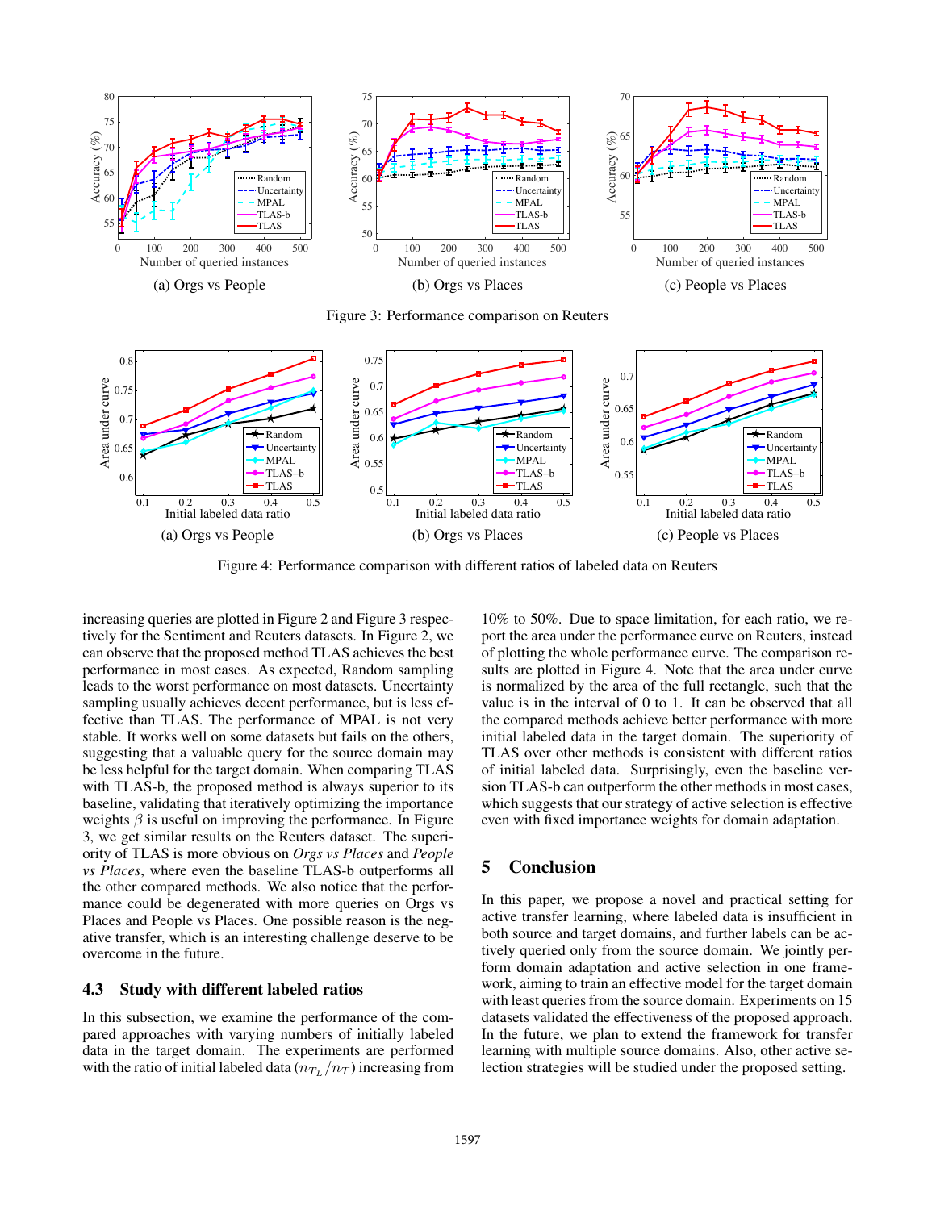(a) Orgs vs People

(b) Orgs vs Places

(c) People vs Places

Figure 3: Performance comparison on Reuters

(a) Orgs vs People

(b) Orgs vs Places

(c) People vs Places

Figure 4: Performance comparison with different ratios of labeled data on Reuters

increasing queries are plotted in Figure 2 and Figure 3 respectively for the Sentiment and Reuters datasets. In Figure 2, we can observe that the proposed method TLAS achieves the best performance in most cases. As expected, Random sampling leads to the worst performance on most datasets. Uncertainty sampling usually achieves decent performance, but is less effective than TLAS. The performance of MPAL is not very stable. It works well on some datasets but fails on the others, suggesting that a valuable query for the source domain may be less helpful for the target domain. When comparing TLAS with TLAS-b, the proposed method is always superior to its baseline, validating that iteratively optimizing the importance weights $\beta$ is useful on improving the performance. In Figure 3, we get similar results on the Reuters dataset. The superiority of TLAS is more obvious on *Orgs vs Places* and *People vs Places*, where even the baseline TLAS-b outperforms all the other compared methods. We also notice that the performance could be degenerated with more queries on Orgs vs Places and People vs Places. One possible reason is the negative transfer, which is an interesting challenge deserve to be overcome in the future.

## 4.3 Study with different labeled ratios

In this subsection, we examine the performance of the compared approaches with varying numbers of initially labeled data in the target domain. The experiments are performed with the ratio of initial labeled data ($n_{T_L}/n_T$) increasing from 10% to 50%. Due to space limitation, for each ratio, we report the area under the performance curve on Reuters, instead of plotting the whole performance curve. The comparison results are plotted in Figure 4. Note that the area under curve is normalized by the area of the full rectangle, such that the value is in the interval of 0 to 1. It can be observed that all the compared methods achieve better performance with more initial labeled data in the target domain. The superiority of TLAS over other methods is consistent with different ratios of initial labeled data. Surprisingly, even the baseline version TLAS-b can outperform the other methods in most cases, which suggests that our strategy of active selection is effective even with fixed importance weights for domain adaptation.

## 5 Conclusion

In this paper, we propose a novel and practical setting for active transfer learning, where labeled data is insufficient in both source and target domains, and further labels can be actively queried only from the source domain. We jointly perform domain adaptation and active selection in one framework, aiming to train an effective model for the target domain with least queries from the source domain. Experiments on 15 datasets validated the effectiveness of the proposed approach. In the future, we plan to extend the framework for transfer learning with multiple source domains. Also, other active selection strategies will be studied under the proposed setting.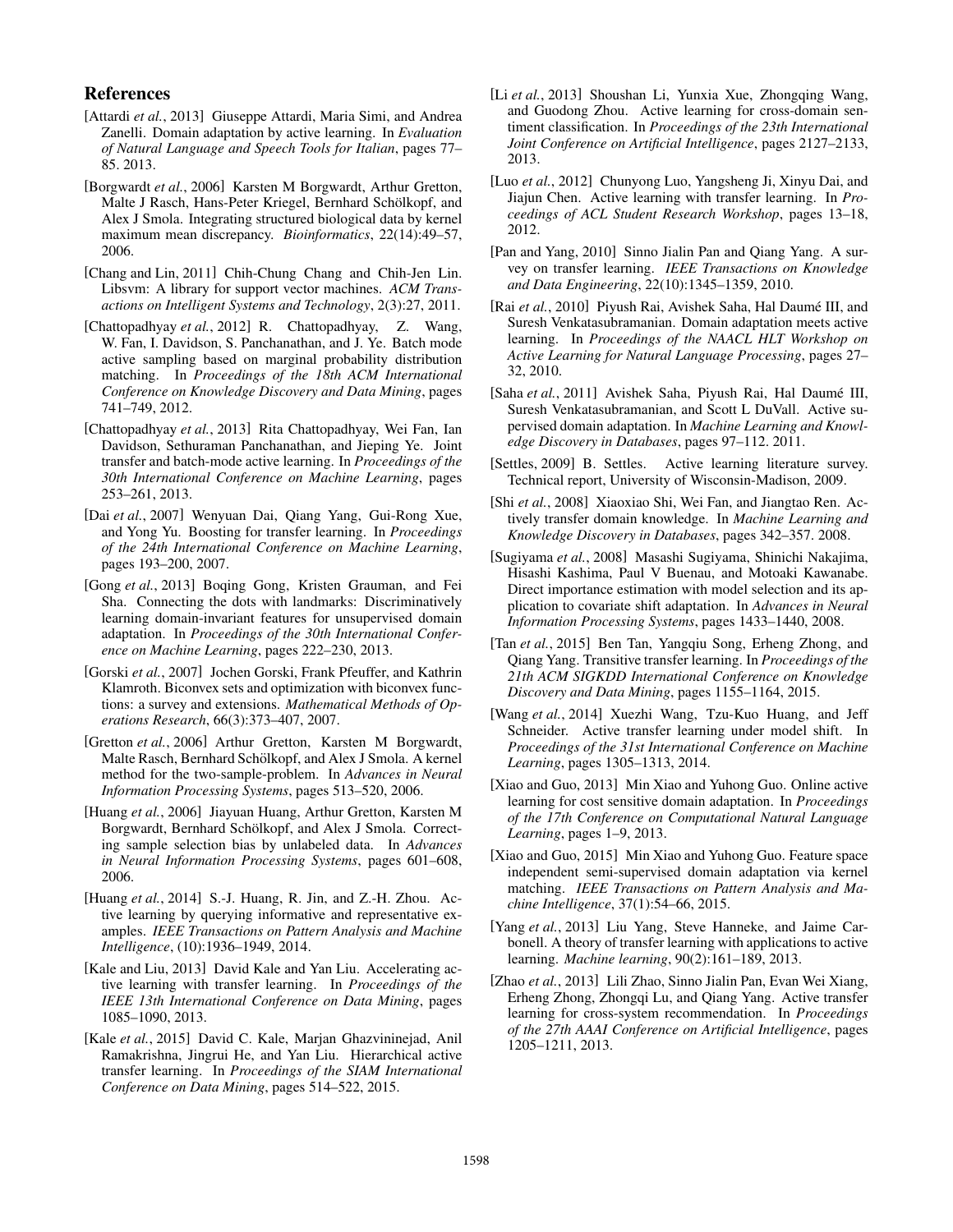## References

[Attardi *et al.*, 2013] Giuseppe Attardi, Maria Simi, and Andrea Zanelli. Domain adaptation by active learning. In *Evaluation of Natural Language and Speech Tools for Italian*, pages 77–85. 2013.

[Borgwardt *et al.*, 2006] Karsten M Borgwardt, Arthur Gretton, Malte J Rasch, Hans-Peter Kriegel, Bernhard Schölkopf, and Alex J Smola. Integrating structured biological data by kernel maximum mean discrepancy. *Bioinformatics*, 22(14):49–57, 2006.

[Chang and Lin, 2011] Chih-Chung Chang and Chih-Jen Lin. Libsvm: A library for support vector machines. *ACM Transactions on Intelligent Systems and Technology*, 2(3):27, 2011.

[Chattopadhyay *et al.*, 2012] R. Chattopadhyay, Z. Wang, W. Fan, I. Davidson, S. Panchanathan, and J. Ye. Batch mode active sampling based on marginal probability distribution matching. In *Proceedings of the 18th ACM International Conference on Knowledge Discovery and Data Mining*, pages 741–749, 2012.

[Chattopadhyay *et al.*, 2013] Rita Chattopadhyay, Wei Fan, Ian Davidson, Sethuraman Panchanathan, and Jieping Ye. Joint transfer and batch-mode active learning. In *Proceedings of the 30th International Conference on Machine Learning*, pages 253–261, 2013.

[Dai *et al.*, 2007] Wenyuan Dai, Qiang Yang, Gui-Rong Xue, and Yong Yu. Boosting for transfer learning. In *Proceedings of the 24th International Conference on Machine Learning*, pages 193–200, 2007.

[Gong *et al.*, 2013] Boqing Gong, Kristen Grauman, and Fei Sha. Connecting the dots with landmarks: Discriminatively learning domain-invariant features for unsupervised domain adaptation. In *Proceedings of the 30th International Conference on Machine Learning*, pages 222–230, 2013.

[Gorski *et al.*, 2007] Jochen Gorski, Frank Pfeuffer, and Kathrin Klamroth. Biconvex sets and optimization with biconvex functions: a survey and extensions. *Mathematical Methods of Operations Research*, 66(3):373–407, 2007.

[Gretton *et al.*, 2006] Arthur Gretton, Karsten M Borgwardt, Malte Rasch, Bernhard Schölkopf, and Alex J Smola. A kernel method for the two-sample-problem. In *Advances in Neural Information Processing Systems*, pages 513–520, 2006.

[Huang *et al.*, 2006] Jiayuan Huang, Arthur Gretton, Karsten M Borgwardt, Bernhard Schölkopf, and Alex J Smola. Correcting sample selection bias by unlabeled data. In *Advances in Neural Information Processing Systems*, pages 601–608, 2006.

[Huang *et al.*, 2014] S.-J. Huang, R. Jin, and Z.-H. Zhou. Active learning by querying informative and representative examples. *IEEE Transactions on Pattern Analysis and Machine Intelligence*, (10):1936–1949, 2014.

[Kale and Liu, 2013] David Kale and Yan Liu. Accelerating active learning with transfer learning. In *Proceedings of the IEEE 13th International Conference on Data Mining*, pages 1085–1090, 2013.

[Kale *et al.*, 2015] David C. Kale, Marjan Ghazvininejad, Anil Ramakrishna, Jingrui He, and Yan Liu. Hierarchical active transfer learning. In *Proceedings of the SIAM International Conference on Data Mining*, pages 514–522, 2015.

[Li *et al.*, 2013] Shoushan Li, Yunxia Xue, Zhongqing Wang, and Guodong Zhou. Active learning for cross-domain sentiment classification. In *Proceedings of the 23th International Joint Conference on Artificial Intelligence*, pages 2127–2133, 2013.

[Luo *et al.*, 2012] Chunyong Luo, Yangsheng Ji, Xinyu Dai, and Jiajun Chen. Active learning with transfer learning. In *Proceedings of ACL Student Research Workshop*, pages 13–18, 2012.

[Pan and Yang, 2010] Sinno Jialin Pan and Qiang Yang. A survey on transfer learning. *IEEE Transactions on Knowledge and Data Engineering*, 22(10):1345–1359, 2010.

[Rai *et al.*, 2010] Piyush Rai, Avishek Saha, Hal Daumé III, and Suresh Venkatasubramanian. Domain adaptation meets active learning. In *Proceedings of the NAACL HLT Workshop on Active Learning for Natural Language Processing*, pages 27–32, 2010.

[Saha *et al.*, 2011] Avishek Saha, Piyush Rai, Hal Daumé III, Suresh Venkatasubramanian, and Scott L DuVall. Active supervised domain adaptation. In *Machine Learning and Knowledge Discovery in Databases*, pages 97–112. 2011.

[Settles, 2009] B. Settles. Active learning literature survey. Technical report, University of Wisconsin-Madison, 2009.

[Shi *et al.*, 2008] Xiaoxiao Shi, Wei Fan, and Jiangtao Ren. Actively transfer domain knowledge. In *Machine Learning and Knowledge Discovery in Databases*, pages 342–357. 2008.

[Sugiyama *et al.*, 2008] Masashi Sugiyama, Shinichi Nakajima, Hisashi Kashima, Paul V Buenau, and Motoaki Kawanabe. Direct importance estimation with model selection and its application to covariate shift adaptation. In *Advances in Neural Information Processing Systems*, pages 1433–1440, 2008.

[Tan *et al.*, 2015] Ben Tan, Yangqiu Song, Erheng Zhong, and Qiang Yang. Transitive transfer learning. In *Proceedings of the 21th ACM SIGKDD International Conference on Knowledge Discovery and Data Mining*, pages 1155–1164, 2015.

[Wang *et al.*, 2014] Xuezhi Wang, Tzu-Kuo Huang, and Jeff Schneider. Active transfer learning under model shift. In *Proceedings of the 31st International Conference on Machine Learning*, pages 1305–1313, 2014.

[Xiao and Guo, 2013] Min Xiao and Yuhong Guo. Online active learning for cost sensitive domain adaptation. In *Proceedings of the 17th Conference on Computational Natural Language Learning*, pages 1–9, 2013.

[Xiao and Guo, 2015] Min Xiao and Yuhong Guo. Feature space independent semi-supervised domain adaptation via kernel matching. *IEEE Transactions on Pattern Analysis and Machine Intelligence*, 37(1):54–66, 2015.

[Yang *et al.*, 2013] Liu Yang, Steve Hanneke, and Jaime Carbonell. A theory of transfer learning with applications to active learning. *Machine learning*, 90(2):161–189, 2013.

[Zhao *et al.*, 2013] Lili Zhao, Sinno Jialin Pan, Evan Wei Xiang, Erheng Zhong, Zhongqi Lu, and Qiang Yang. Active transfer learning for cross-system recommendation. In *Proceedings of the 27th AAAI Conference on Artificial Intelligence*, pages 1205–1211, 2013.